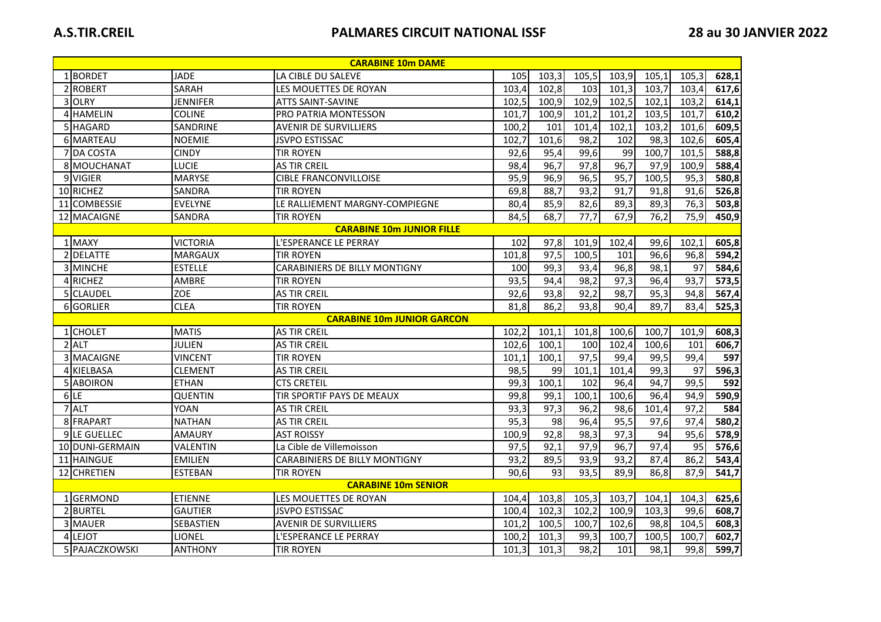# A.S.TIR.CREIL

## PALMARES CIRCUIT NATIONAL ISSF

### 28 au 30 JANVIER 2022

| | | | | | | | | | | |
|---|---|---|---|---|---|---|---|---|---|---|
| **CARABINE 10m DAME** | | | | | | | | | | |
| 1 | BORDET | JADE | LA CIBLE DU SALEVE | 105 | 103,3 | 105,5 | 103,9 | 105,1 | 105,3 | **628,1** |
| 2 | ROBERT | SARAH | LES MOUETTES DE ROYAN | 103,4 | 102,8 | 103 | 101,3 | 103,7 | 103,4 | **617,6** |
| 3 | OLRY | JENNIFER | ATTS SAINT-SAVINE | 102,5 | 100,9 | 102,9 | 102,5 | 102,1 | 103,2 | **614,1** |
| 4 | HAMELIN | COLINE | PRO PATRIA MONTESSON | 101,7 | 100,9 | 101,2 | 101,2 | 103,5 | 101,7 | **610,2** |
| 5 | HAGARD | SANDRINE | AVENIR DE SURVILLIERS | 100,2 | 101 | 101,4 | 102,1 | 103,2 | 101,6 | **609,5** |
| 6 | MARTEAU | NOEMIE | JSVPO ESTISSAC | 102,7 | 101,6 | 98,2 | 102 | 98,3 | 102,6 | **605,4** |
| 7 | DA COSTA | CINDY | TIR ROYEN | 92,6 | 95,4 | 99,6 | 99 | 100,7 | 101,5 | **588,8** |
| 8 | MOUCHANAT | LUCIE | AS TIR CREIL | 98,4 | 96,7 | 97,8 | 96,7 | 97,9 | 100,9 | **588,4** |
| 9 | VIGIER | MARYSE | CIBLE FRANCONVILLOISE | 95,9 | 96,9 | 96,5 | 95,7 | 100,5 | 95,3 | **580,8** |
| 10 | RICHEZ | SANDRA | TIR ROYEN | 69,8 | 88,7 | 93,2 | 91,7 | 91,8 | 91,6 | **526,8** |
| 11 | COMBESSIE | EVELYNE | LE RALLIEMENT MARGNY-COMPIEGNE | 80,4 | 85,9 | 82,6 | 89,3 | 89,3 | 76,3 | **503,8** |
| 12 | MACAIGNE | SANDRA | TIR ROYEN | 84,5 | 68,7 | 77,7 | 67,9 | 76,2 | 75,9 | **450,9** |
| **CARABINE 10m JUNIOR FILLE** | | | | | | | | | | |
| 1 | MAXY | VICTORIA | L'ESPERANCE LE PERRAY | 102 | 97,8 | 101,9 | 102,4 | 99,6 | 102,1 | **605,8** |
| 2 | DELATTE | MARGAUX | TIR ROYEN | 101,8 | 97,5 | 100,5 | 101 | 96,6 | 96,8 | **594,2** |
| 3 | MINCHE | ESTELLE | CARABINIERS DE BILLY MONTIGNY | 100 | 99,3 | 93,4 | 96,8 | 98,1 | 97 | **584,6** |
| 4 | RICHEZ | AMBRE | TIR ROYEN | 93,5 | 94,4 | 98,2 | 97,3 | 96,4 | 93,7 | **573,5** |
| 5 | CLAUDEL | ZOE | AS TIR CREIL | 92,6 | 93,8 | 92,2 | 98,7 | 95,3 | 94,8 | **567,4** |
| 6 | GORLIER | CLEA | TIR ROYEN | 81,8 | 86,2 | 93,8 | 90,4 | 89,7 | 83,4 | **525,3** |
| **CARABINE 10m JUNIOR GARCON** | | | | | | | | | | |
| 1 | CHOLET | MATIS | AS TIR CREIL | 102,2 | 101,1 | 101,8 | 100,6 | 100,7 | 101,9 | **608,3** |
| 2 | ALT | JULIEN | AS TIR CREIL | 102,6 | 100,1 | 100 | 102,4 | 100,6 | 101 | **606,7** |
| 3 | MACAIGNE | VINCENT | TIR ROYEN | 101,1 | 100,1 | 97,5 | 99,4 | 99,5 | 99,4 | **597** |
| 4 | KIELBASA | CLEMENT | AS TIR CREIL | 98,5 | 99 | 101,1 | 101,4 | 99,3 | 97 | **596,3** |
| 5 | ABOIRON | ETHAN | CTS CRETEIL | 99,3 | 100,1 | 102 | 96,4 | 94,7 | 99,5 | **592** |
| 6 | LE | QUENTIN | TIR SPORTIF PAYS DE MEAUX | 99,8 | 99,1 | 100,1 | 100,6 | 96,4 | 94,9 | **590,9** |
| 7 | ALT | YOAN | AS TIR CREIL | 93,3 | 97,3 | 96,2 | 98,6 | 101,4 | 97,2 | **584** |
| 8 | FRAPART | NATHAN | AS TIR CREIL | 95,3 | 98 | 96,4 | 95,5 | 97,6 | 97,4 | **580,2** |
| 9 | LE GUELLEC | AMAURY | AST ROISSY | 100,9 | 92,8 | 98,3 | 97,3 | 94 | 95,6 | **578,9** |
| 10 | DUNI-GERMAIN | VALENTIN | La Cible de Villemoisson | 97,5 | 92,1 | 97,9 | 96,7 | 97,4 | 95 | **576,6** |
| 11 | HAINGUE | EMILIEN | CARABINIERS DE BILLY MONTIGNY | 93,2 | 89,5 | 93,9 | 93,2 | 87,4 | 86,2 | **543,4** |
| 12 | CHRETIEN | ESTEBAN | TIR ROYEN | 90,6 | 93 | 93,5 | 89,9 | 86,8 | 87,9 | **541,7** |
| **CARABINE 10m SENIOR** | | | | | | | | | | |
| 1 | GERMOND | ETIENNE | LES MOUETTES DE ROYAN | 104,4 | 103,8 | 105,3 | 103,7 | 104,1 | 104,3 | **625,6** |
| 2 | BURTEL | GAUTIER | JSVPO ESTISSAC | 100,4 | 102,3 | 102,2 | 100,9 | 103,3 | 99,6 | **608,7** |
| 3 | MAUER | SEBASTIEN | AVENIR DE SURVILLIERS | 101,2 | 100,5 | 100,7 | 102,6 | 98,8 | 104,5 | **608,3** |
| 4 | LEJOT | LIONEL | L'ESPERANCE LE PERRAY | 100,2 | 101,3 | 99,3 | 100,7 | 100,5 | 100,7 | **602,7** |
| 5 | PAJACZKOWSKI | ANTHONY | TIR ROYEN | 101,3 | 101,3 | 98,2 | 101 | 98,1 | 99,8 | **599,7** |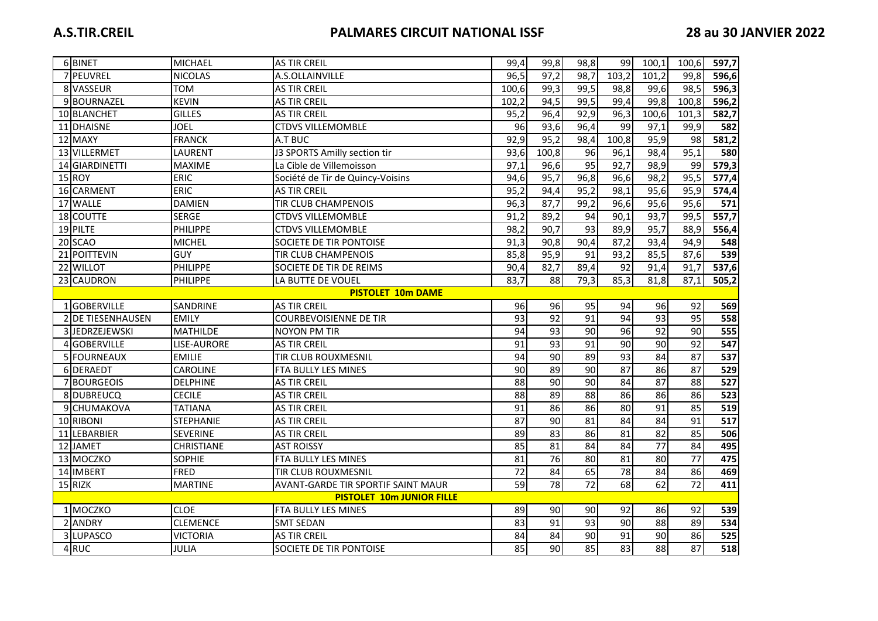| | | | | | | | | | | |
|---|---|---|---|---|---|---|---|---|---|---|
| 6 | BINET | MICHAEL | AS TIR CREIL | 99,4 | 99,8 | 98,8 | 99 | 100,1 | 100,6 | **597,7** |
| 7 | PEUVREL | NICOLAS | A.S.OLLAINVILLE | 96,5 | 97,2 | 98,7 | 103,2 | 101,2 | 99,8 | **596,6** |
| 8 | VASSEUR | TOM | AS TIR CREIL | 100,6 | 99,3 | 99,5 | 98,8 | 99,6 | 98,5 | **596,3** |
| 9 | BOURNAZEL | KEVIN | AS TIR CREIL | 102,2 | 94,5 | 99,5 | 99,4 | 99,8 | 100,8 | **596,2** |
| 10 | BLANCHET | GILLES | AS TIR CREIL | 95,2 | 96,4 | 92,9 | 96,3 | 100,6 | 101,3 | **582,7** |
| 11 | DHAISNE | JOEL | CTDVS VILLEMOMBLE | 96 | 93,6 | 96,4 | 99 | 97,1 | 99,9 | **582** |
| 12 | MAXY | FRANCK | A.T BUC | 92,9 | 95,2 | 98,4 | 100,8 | 95,9 | 98 | **581,2** |
| 13 | VILLERMET | LAURENT | J3 SPORTS Amilly section tir | 93,6 | 100,8 | 96 | 96,1 | 98,4 | 95,1 | **580** |
| 14 | GIARDINETTI | MAXIME | La Cible de Villemoisson | 97,1 | 96,6 | 95 | 92,7 | 98,9 | 99 | **579,3** |
| 15 | ROY | ERIC | Société de Tir de Quincy-Voisins | 94,6 | 95,7 | 96,8 | 96,6 | 98,2 | 95,5 | **577,4** |
| 16 | CARMENT | ERIC | AS TIR CREIL | 95,2 | 94,4 | 95,2 | 98,1 | 95,6 | 95,9 | **574,4** |
| 17 | WALLE | DAMIEN | TIR CLUB CHAMPENOIS | 96,3 | 87,7 | 99,2 | 96,6 | 95,6 | 95,6 | **571** |
| 18 | COUTTE | SERGE | CTDVS VILLEMOMBLE | 91,2 | 89,2 | 94 | 90,1 | 93,7 | 99,5 | **557,7** |
| 19 | PILTE | PHILIPPE | CTDVS VILLEMOMBLE | 98,2 | 90,7 | 93 | 89,9 | 95,7 | 88,9 | **556,4** |
| 20 | SCAO | MICHEL | SOCIETE DE TIR PONTOISE | 91,3 | 90,8 | 90,4 | 87,2 | 93,4 | 94,9 | **548** |
| 21 | POITTEVIN | GUY | TIR CLUB CHAMPENOIS | 85,8 | 95,9 | 91 | 93,2 | 85,5 | 87,6 | **539** |
| 22 | WILLOT | PHILIPPE | SOCIETE DE TIR DE REIMS | 90,4 | 82,7 | 89,4 | 92 | 91,4 | 91,7 | **537,6** |
| 23 | CAUDRON | PHILIPPE | LA BUTTE DE VOUEL | 83,7 | 88 | 79,3 | 85,3 | 81,8 | 87,1 | **505,2** |
| | | | **PISTOLET 10m DAME** | | | | | | | |
| 1 | GOBERVILLE | SANDRINE | AS TIR CREIL | 96 | 96 | 95 | 94 | 96 | 92 | **569** |
| 2 | DE TIESENHAUSEN | EMILY | COURBEVOISIENNE DE TIR | 93 | 92 | 91 | 94 | 93 | 95 | **558** |
| 3 | JEDRZEJEWSKI | MATHILDE | NOYON PM TIR | 94 | 93 | 90 | 96 | 92 | 90 | **555** |
| 4 | GOBERVILLE | LISE-AURORE | AS TIR CREIL | 91 | 93 | 91 | 90 | 90 | 92 | **547** |
| 5 | FOURNEAUX | EMILIE | TIR CLUB ROUXMESNIL | 94 | 90 | 89 | 93 | 84 | 87 | **537** |
| 6 | DERAEDT | CAROLINE | FTA BULLY LES MINES | 90 | 89 | 90 | 87 | 86 | 87 | **529** |
| 7 | BOURGEOIS | DELPHINE | AS TIR CREIL | 88 | 90 | 90 | 84 | 87 | 88 | **527** |
| 8 | DUBREUCQ | CECILE | AS TIR CREIL | 88 | 89 | 88 | 86 | 86 | 86 | **523** |
| 9 | CHUMAKOVA | TATIANA | AS TIR CREIL | 91 | 86 | 86 | 80 | 91 | 85 | **519** |
| 10 | RIBONI | STEPHANIE | AS TIR CREIL | 87 | 90 | 81 | 84 | 84 | 91 | **517** |
| 11 | LEBARBIER | SEVERINE | AS TIR CREIL | 89 | 83 | 86 | 81 | 82 | 85 | **506** |
| 12 | JAMET | CHRISTIANE | AST ROISSY | 85 | 81 | 84 | 84 | 77 | 84 | **495** |
| 13 | MOCZKO | SOPHIE | FTA BULLY LES MINES | 81 | 76 | 80 | 81 | 80 | 77 | **475** |
| 14 | IMBERT | FRED | TIR CLUB ROUXMESNIL | 72 | 84 | 65 | 78 | 84 | 86 | **469** |
| 15 | RIZK | MARTINE | AVANT-GARDE TIR SPORTIF SAINT MAUR | 59 | 78 | 72 | 68 | 62 | 72 | **411** |
| | | | **PISTOLET 10m JUNIOR FILLE** | | | | | | | |
| 1 | MOCZKO | CLOE | FTA BULLY LES MINES | 89 | 90 | 90 | 92 | 86 | 92 | **539** |
| 2 | ANDRY | CLEMENCE | SMT SEDAN | 83 | 91 | 93 | 90 | 88 | 89 | **534** |
| 3 | LUPASCO | VICTORIA | AS TIR CREIL | 84 | 84 | 90 | 91 | 90 | 86 | **525** |
| 4 | RUC | JULIA | SOCIETE DE TIR PONTOISE | 85 | 90 | 85 | 83 | 88 | 87 | **518** |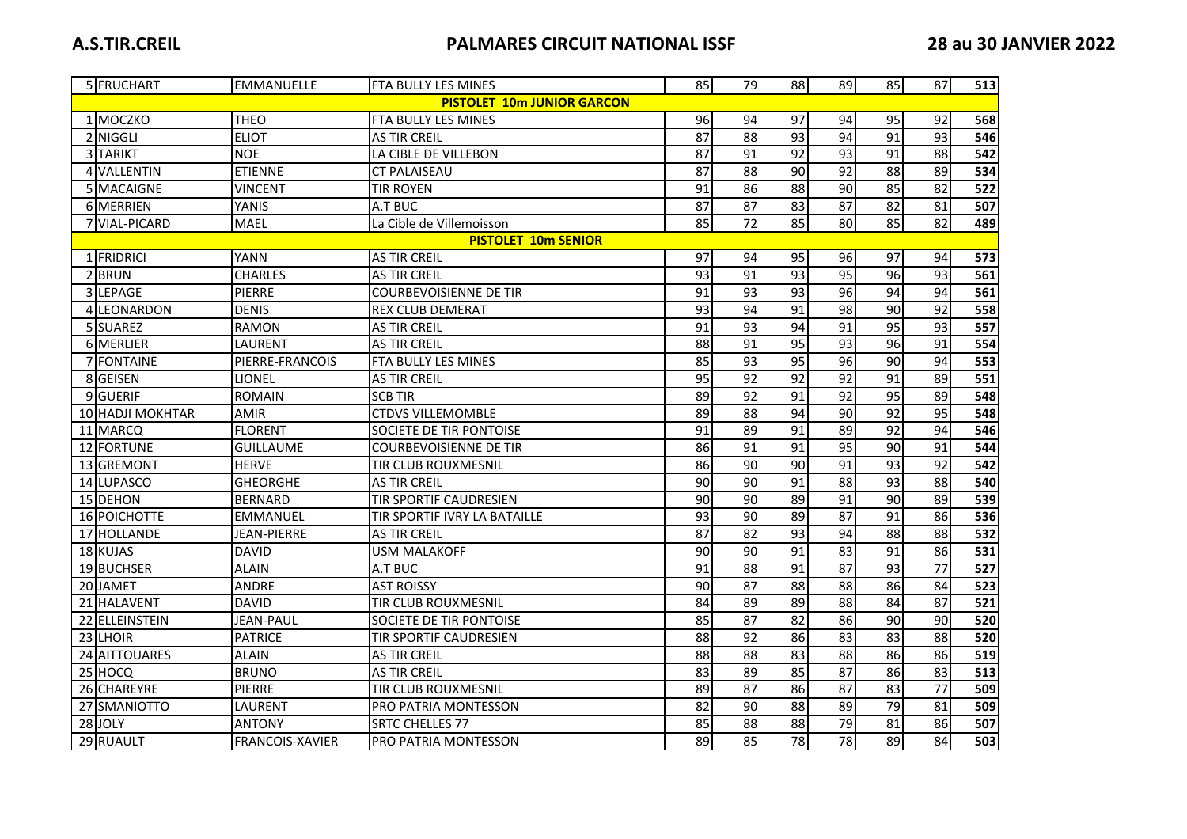| | | | | | | | | | |
|---|---|---|---|---|---|---|---|---|---|
| 5 | FRUCHART | EMMANUELLE | FTA BULLY LES MINES | 85 | 79 | 88 | 89 | 85 | 87 | **513** |
| | | | **PISTOLET 10m JUNIOR GARCON** | | | | | | | |
| 1 | MOCZKO | THEO | FTA BULLY LES MINES | 96 | 94 | 97 | 94 | 95 | 92 | **568** |
| 2 | NIGGLI | ELIOT | AS TIR CREIL | 87 | 88 | 93 | 94 | 91 | 93 | **546** |
| 3 | TARIKT | NOE | LA CIBLE DE VILLEBON | 87 | 91 | 92 | 93 | 91 | 88 | **542** |
| 4 | VALLENTIN | ETIENNE | CT PALAISEAU | 87 | 88 | 90 | 92 | 88 | 89 | **534** |
| 5 | MACAIGNE | VINCENT | TIR ROYEN | 91 | 86 | 88 | 90 | 85 | 82 | **522** |
| 6 | MERRIEN | YANIS | A.T BUC | 87 | 87 | 83 | 87 | 82 | 81 | **507** |
| 7 | VIAL-PICARD | MAEL | La Cible de Villemoisson | 85 | 72 | 85 | 80 | 85 | 82 | **489** |
| | | | **PISTOLET 10m SENIOR** | | | | | | | |
| 1 | FRIDRICI | YANN | AS TIR CREIL | 97 | 94 | 95 | 96 | 97 | 94 | **573** |
| 2 | BRUN | CHARLES | AS TIR CREIL | 93 | 91 | 93 | 95 | 96 | 93 | **561** |
| 3 | LEPAGE | PIERRE | COURBEVOISIENNE DE TIR | 91 | 93 | 93 | 96 | 94 | 94 | **561** |
| 4 | LEONARDON | DENIS | REX CLUB DEMERAT | 93 | 94 | 91 | 98 | 90 | 92 | **558** |
| 5 | SUAREZ | RAMON | AS TIR CREIL | 91 | 93 | 94 | 91 | 95 | 93 | **557** |
| 6 | MERLIER | LAURENT | AS TIR CREIL | 88 | 91 | 95 | 93 | 96 | 91 | **554** |
| 7 | FONTAINE | PIERRE-FRANCOIS | FTA BULLY LES MINES | 85 | 93 | 95 | 96 | 90 | 94 | **553** |
| 8 | GEISEN | LIONEL | AS TIR CREIL | 95 | 92 | 92 | 92 | 91 | 89 | **551** |
| 9 | GUERIF | ROMAIN | SCB TIR | 89 | 92 | 91 | 92 | 95 | 89 | **548** |
| 10 | HADJI MOKHTAR | AMIR | CTDVS VILLEMOMBLE | 89 | 88 | 94 | 90 | 92 | 95 | **548** |
| 11 | MARCQ | FLORENT | SOCIETE DE TIR PONTOISE | 91 | 89 | 91 | 89 | 92 | 94 | **546** |
| 12 | FORTUNE | GUILLAUME | COURBEVOISIENNE DE TIR | 86 | 91 | 91 | 95 | 90 | 91 | **544** |
| 13 | GREMONT | HERVE | TIR CLUB ROUXMESNIL | 86 | 90 | 90 | 91 | 93 | 92 | **542** |
| 14 | LUPASCO | GHEORGHE | AS TIR CREIL | 90 | 90 | 91 | 88 | 93 | 88 | **540** |
| 15 | DEHON | BERNARD | TIR SPORTIF CAUDRESIEN | 90 | 90 | 89 | 91 | 90 | 89 | **539** |
| 16 | POICHOTTE | EMMANUEL | TIR SPORTIF IVRY LA BATAILLE | 93 | 90 | 89 | 87 | 91 | 86 | **536** |
| 17 | HOLLANDE | JEAN-PIERRE | AS TIR CREIL | 87 | 82 | 93 | 94 | 88 | 88 | **532** |
| 18 | KUJAS | DAVID | USM MALAKOFF | 90 | 90 | 91 | 83 | 91 | 86 | **531** |
| 19 | BUCHSER | ALAIN | A.T BUC | 91 | 88 | 91 | 87 | 93 | 77 | **527** |
| 20 | JAMET | ANDRE | AST ROISSY | 90 | 87 | 88 | 88 | 86 | 84 | **523** |
| 21 | HALAVENT | DAVID | TIR CLUB ROUXMESNIL | 84 | 89 | 89 | 88 | 84 | 87 | **521** |
| 22 | ELLEINSTEIN | JEAN-PAUL | SOCIETE DE TIR PONTOISE | 85 | 87 | 82 | 86 | 90 | 90 | **520** |
| 23 | LHOIR | PATRICE | TIR SPORTIF CAUDRESIEN | 88 | 92 | 86 | 83 | 83 | 88 | **520** |
| 24 | AITTOUARES | ALAIN | AS TIR CREIL | 88 | 88 | 83 | 88 | 86 | 86 | **519** |
| 25 | HOCQ | BRUNO | AS TIR CREIL | 83 | 89 | 85 | 87 | 86 | 83 | **513** |
| 26 | CHAREYRE | PIERRE | TIR CLUB ROUXMESNIL | 89 | 87 | 86 | 87 | 83 | 77 | **509** |
| 27 | SMANIOTTO | LAURENT | PRO PATRIA MONTESSON | 82 | 90 | 88 | 89 | 79 | 81 | **509** |
| 28 | JOLY | ANTONY | SRTC CHELLES 77 | 85 | 88 | 88 | 79 | 81 | 86 | **507** |
| 29 | RUAULT | FRANCOIS-XAVIER | PRO PATRIA MONTESSON | 89 | 85 | 78 | 78 | 89 | 84 | **503** |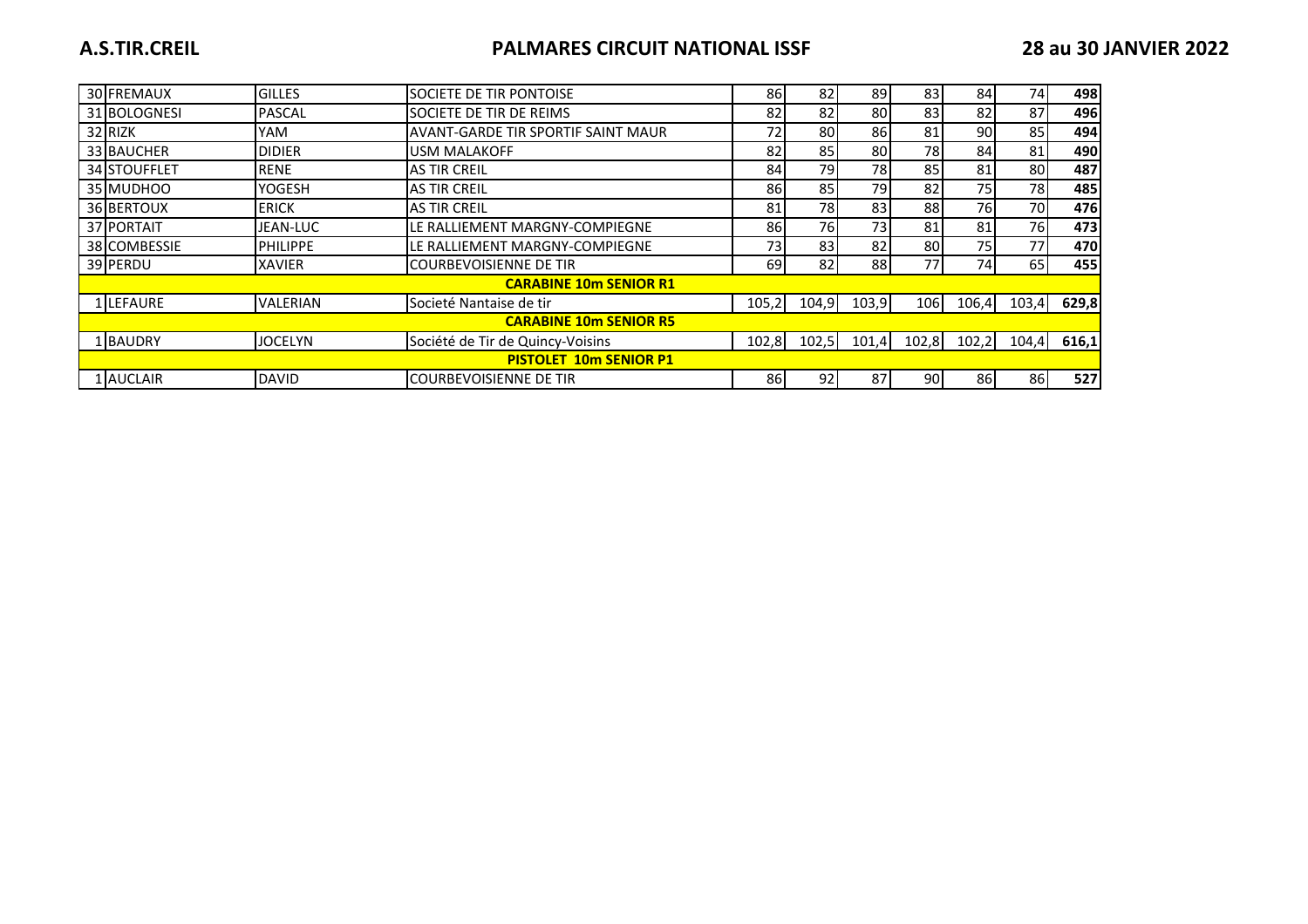| | | | | | | | | | | |
|---|---|---|---|---|---|---|---|---|---|---|
| 30 | FREMAUX | GILLES | SOCIETE DE TIR PONTOISE | 86 | 82 | 89 | 83 | 84 | 74 | **498** |
| 31 | BOLOGNESI | PASCAL | SOCIETE DE TIR DE REIMS | 82 | 82 | 80 | 83 | 82 | 87 | **496** |
| 32 | RIZK | YAM | AVANT-GARDE TIR SPORTIF SAINT MAUR | 72 | 80 | 86 | 81 | 90 | 85 | **494** |
| 33 | BAUCHER | DIDIER | USM MALAKOFF | 82 | 85 | 80 | 78 | 84 | 81 | **490** |
| 34 | STOUFFLET | RENE | AS TIR CREIL | 84 | 79 | 78 | 85 | 81 | 80 | **487** |
| 35 | MUDHOO | YOGESH | AS TIR CREIL | 86 | 85 | 79 | 82 | 75 | 78 | **485** |
| 36 | BERTOUX | ERICK | AS TIR CREIL | 81 | 78 | 83 | 88 | 76 | 70 | **476** |
| 37 | PORTAIT | JEAN-LUC | LE RALLIEMENT MARGNY-COMPIEGNE | 86 | 76 | 73 | 81 | 81 | 76 | **473** |
| 38 | COMBESSIE | PHILIPPE | LE RALLIEMENT MARGNY-COMPIEGNE | 73 | 83 | 82 | 80 | 75 | 77 | **470** |
| 39 | PERDU | XAVIER | COURBEVOISIENNE DE TIR | 69 | 82 | 88 | 77 | 74 | 65 | **455** |
| | | | **CARABINE 10m SENIOR R1** | | | | | | | |
| 1 | LEFAURE | VALERIAN | Societé Nantaise de tir | 105,2 | 104,9 | 103,9 | 106 | 106,4 | 103,4 | **629,8** |
| | | | **CARABINE 10m SENIOR R5** | | | | | | | |
| 1 | BAUDRY | JOCELYN | Société de Tir de Quincy-Voisins | 102,8 | 102,5 | 101,4 | 102,8 | 102,2 | 104,4 | **616,1** |
| | | | **PISTOLET 10m SENIOR P1** | | | | | | | |
| 1 | AUCLAIR | DAVID | COURBEVOISIENNE DE TIR | 86 | 92 | 87 | 90 | 86 | 86 | **527** |